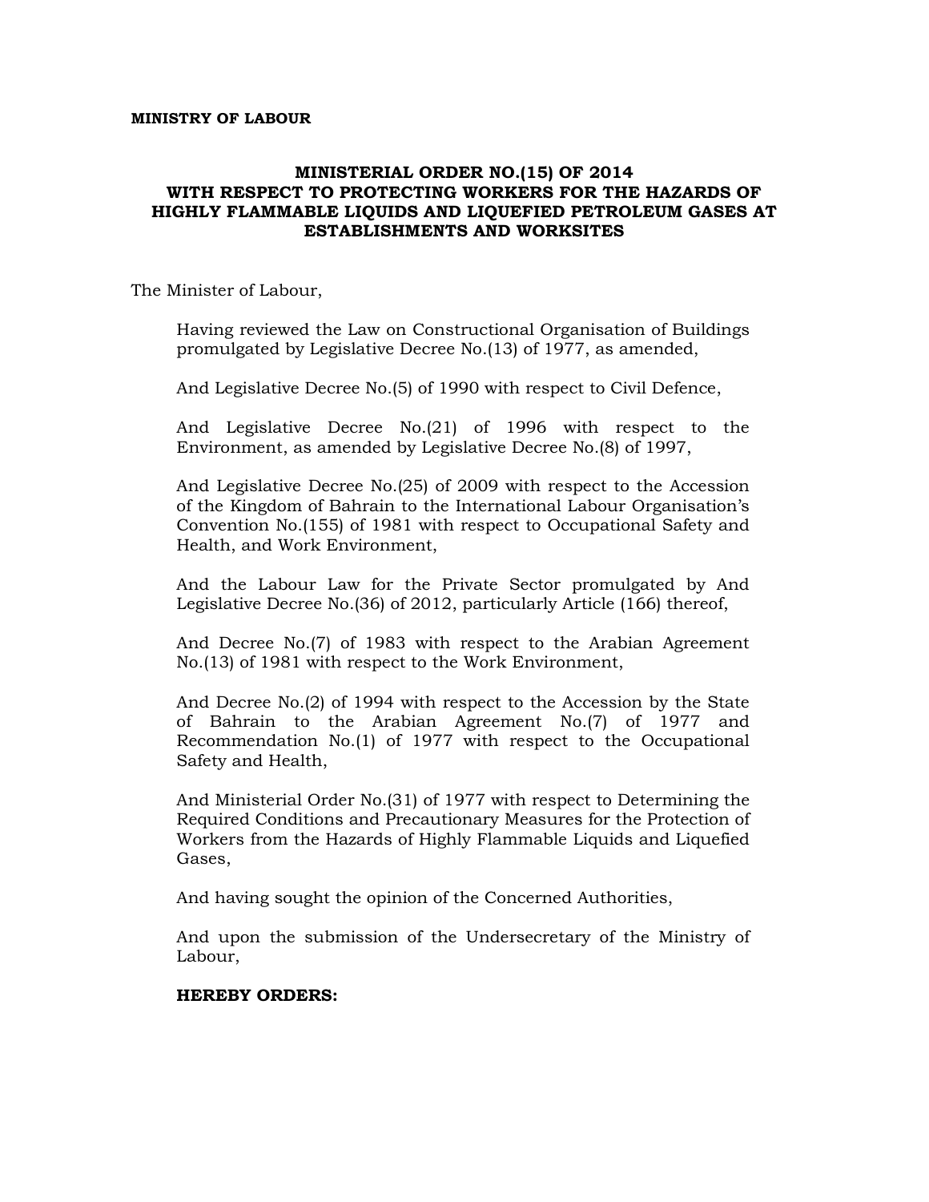**MINISTRY OF LABOUR**

# MINISTERIAL ORDER NO.(15) OF 2014 WITH RESPECT TO PROTECTING WORKERS FOR THE HAZARDS OF HIGHLY FLAMMABLE LIQUIDS AND LIQUEFIED PETROLEUM GASES AT ESTABLISHMENTS AND WORKSITES

The Minister of Labour,

Having reviewed the Law on Constructional Organisation of Buildings promulgated by Legislative Decree No.(13) of 1977, as amended,

And Legislative Decree No.(5) of 1990 with respect to Civil Defence,

And Legislative Decree No.(21) of 1996 with respect to the Environment, as amended by Legislative Decree No.(8) of 1997,

And Legislative Decree No.(25) of 2009 with respect to the Accession of the Kingdom of Bahrain to the International Labour Organisation's Convention No.(155) of 1981 with respect to Occupational Safety and Health, and Work Environment,

And the Labour Law for the Private Sector promulgated by And Legislative Decree No.(36) of 2012, particularly Article (166) thereof,

And Decree No.(7) of 1983 with respect to the Arabian Agreement No.(13) of 1981 with respect to the Work Environment,

And Decree No.(2) of 1994 with respect to the Accession by the State of Bahrain to the Arabian Agreement No.(7) of 1977 and Recommendation No.(1) of 1977 with respect to the Occupational Safety and Health,

And Ministerial Order No.(31) of 1977 with respect to Determining the Required Conditions and Precautionary Measures for the Protection of Workers from the Hazards of Highly Flammable Liquids and Liquefied Gases,

And having sought the opinion of the Concerned Authorities,

And upon the submission of the Undersecretary of the Ministry of Labour,

**HEREBY ORDERS:**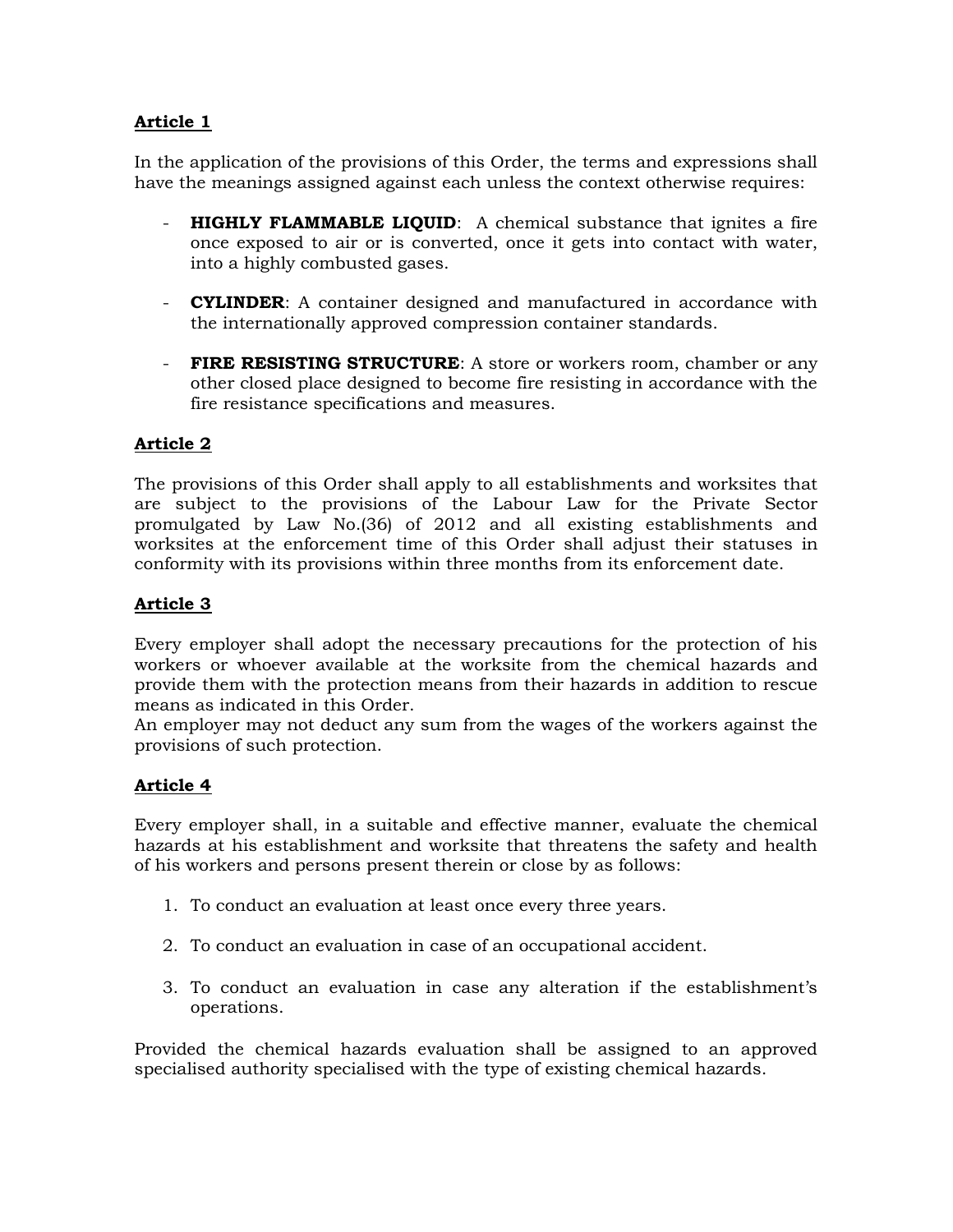## Article 1

In the application of the provisions of this Order, the terms and expressions shall have the meanings assigned against each unless the context otherwise requires:

- **HIGHLY FLAMMABLE LIQUID**: A chemical substance that ignites a fire once exposed to air or is converted, once it gets into contact with water, into a highly combusted gases.

- **CYLINDER**: A container designed and manufactured in accordance with the internationally approved compression container standards.

- **FIRE RESISTING STRUCTURE**: A store or workers room, chamber or any other closed place designed to become fire resisting in accordance with the fire resistance specifications and measures.

## Article 2

The provisions of this Order shall apply to all establishments and worksites that are subject to the provisions of the Labour Law for the Private Sector promulgated by Law No.(36) of 2012 and all existing establishments and worksites at the enforcement time of this Order shall adjust their statuses in conformity with its provisions within three months from its enforcement date.

## Article 3

Every employer shall adopt the necessary precautions for the protection of his workers or whoever available at the worksite from the chemical hazards and provide them with the protection means from their hazards in addition to rescue means as indicated in this Order.
An employer may not deduct any sum from the wages of the workers against the provisions of such protection.

## Article 4

Every employer shall, in a suitable and effective manner, evaluate the chemical hazards at his establishment and worksite that threatens the safety and health of his workers and persons present therein or close by as follows:

1. To conduct an evaluation at least once every three years.

2. To conduct an evaluation in case of an occupational accident.

3. To conduct an evaluation in case any alteration if the establishment's operations.

Provided the chemical hazards evaluation shall be assigned to an approved specialised authority specialised with the type of existing chemical hazards.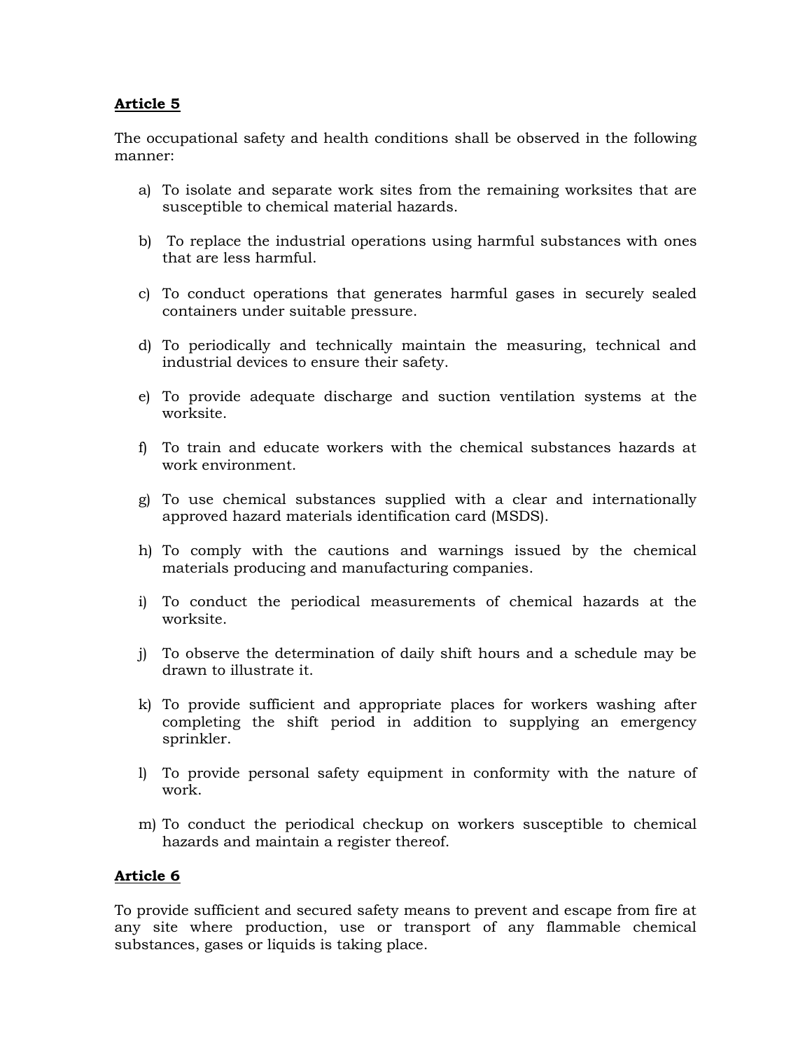**Article 5**

The occupational safety and health conditions shall be observed in the following manner:

a) To isolate and separate work sites from the remaining worksites that are susceptible to chemical material hazards.

b) To replace the industrial operations using harmful substances with ones that are less harmful.

c) To conduct operations that generates harmful gases in securely sealed containers under suitable pressure.

d) To periodically and technically maintain the measuring, technical and industrial devices to ensure their safety.

e) To provide adequate discharge and suction ventilation systems at the worksite.

f) To train and educate workers with the chemical substances hazards at work environment.

g) To use chemical substances supplied with a clear and internationally approved hazard materials identification card (MSDS).

h) To comply with the cautions and warnings issued by the chemical materials producing and manufacturing companies.

i) To conduct the periodical measurements of chemical hazards at the worksite.

j) To observe the determination of daily shift hours and a schedule may be drawn to illustrate it.

k) To provide sufficient and appropriate places for workers washing after completing the shift period in addition to supplying an emergency sprinkler.

l) To provide personal safety equipment in conformity with the nature of work.

m) To conduct the periodical checkup on workers susceptible to chemical hazards and maintain a register thereof.

**Article 6**

To provide sufficient and secured safety means to prevent and escape from fire at any site where production, use or transport of any flammable chemical substances, gases or liquids is taking place.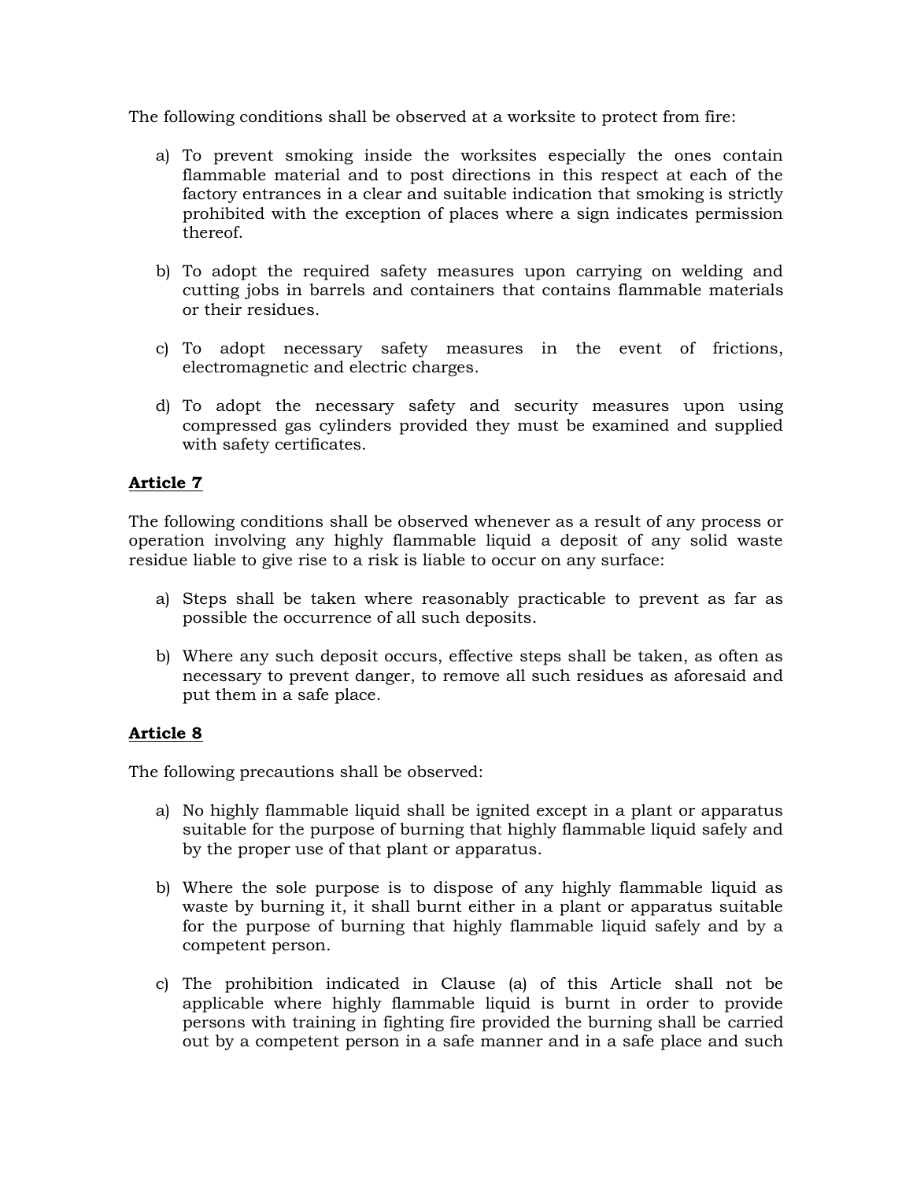The following conditions shall be observed at a worksite to protect from fire:

a) To prevent smoking inside the worksites especially the ones contain flammable material and to post directions in this respect at each of the factory entrances in a clear and suitable indication that smoking is strictly prohibited with the exception of places where a sign indicates permission thereof.

b) To adopt the required safety measures upon carrying on welding and cutting jobs in barrels and containers that contains flammable materials or their residues.

c) To adopt necessary safety measures in the event of frictions, electromagnetic and electric charges.

d) To adopt the necessary safety and security measures upon using compressed gas cylinders provided they must be examined and supplied with safety certificates.

**Article 7**

The following conditions shall be observed whenever as a result of any process or operation involving any highly flammable liquid a deposit of any solid waste residue liable to give rise to a risk is liable to occur on any surface:

a) Steps shall be taken where reasonably practicable to prevent as far as possible the occurrence of all such deposits.

b) Where any such deposit occurs, effective steps shall be taken, as often as necessary to prevent danger, to remove all such residues as aforesaid and put them in a safe place.

**Article 8**

The following precautions shall be observed:

a) No highly flammable liquid shall be ignited except in a plant or apparatus suitable for the purpose of burning that highly flammable liquid safely and by the proper use of that plant or apparatus.

b) Where the sole purpose is to dispose of any highly flammable liquid as waste by burning it, it shall burnt either in a plant or apparatus suitable for the purpose of burning that highly flammable liquid safely and by a competent person.

c) The prohibition indicated in Clause (a) of this Article shall not be applicable where highly flammable liquid is burnt in order to provide persons with training in fighting fire provided the burning shall be carried out by a competent person in a safe manner and in a safe place and such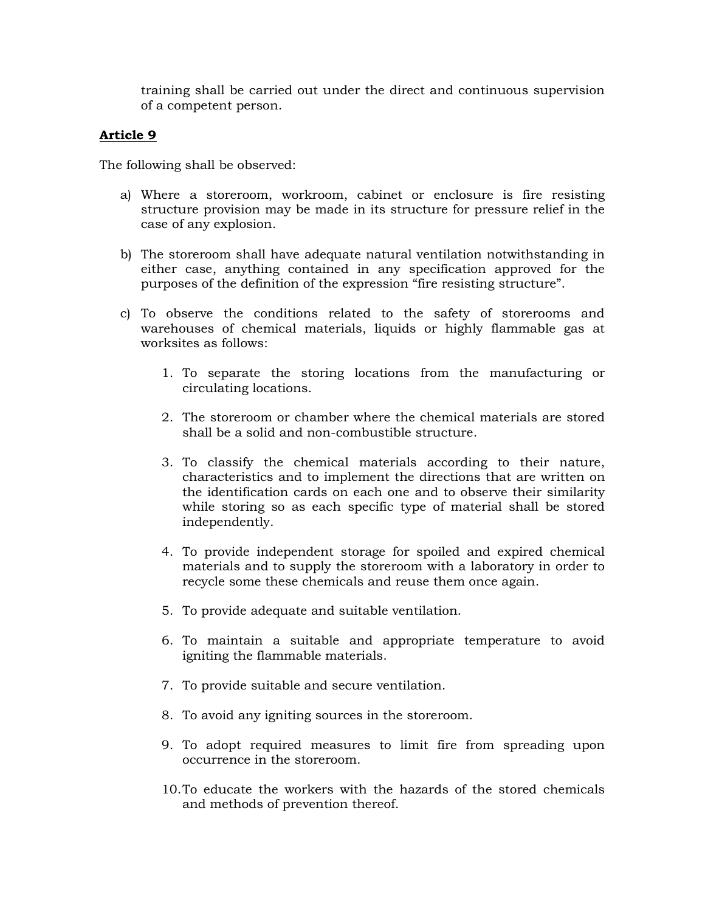training shall be carried out under the direct and continuous supervision of a competent person.

**Article 9**

The following shall be observed:

a) Where a storeroom, workroom, cabinet or enclosure is fire resisting structure provision may be made in its structure for pressure relief in the case of any explosion.

b) The storeroom shall have adequate natural ventilation notwithstanding in either case, anything contained in any specification approved for the purposes of the definition of the expression "fire resisting structure".

c) To observe the conditions related to the safety of storerooms and warehouses of chemical materials, liquids or highly flammable gas at worksites as follows:

   1. To separate the storing locations from the manufacturing or circulating locations.

   2. The storeroom or chamber where the chemical materials are stored shall be a solid and non-combustible structure.

   3. To classify the chemical materials according to their nature, characteristics and to implement the directions that are written on the identification cards on each one and to observe their similarity while storing so as each specific type of material shall be stored independently.

   4. To provide independent storage for spoiled and expired chemical materials and to supply the storeroom with a laboratory in order to recycle some these chemicals and reuse them once again.

   5. To provide adequate and suitable ventilation.

   6. To maintain a suitable and appropriate temperature to avoid igniting the flammable materials.

   7. To provide suitable and secure ventilation.

   8. To avoid any igniting sources in the storeroom.

   9. To adopt required measures to limit fire from spreading upon occurrence in the storeroom.

   10. To educate the workers with the hazards of the stored chemicals and methods of prevention thereof.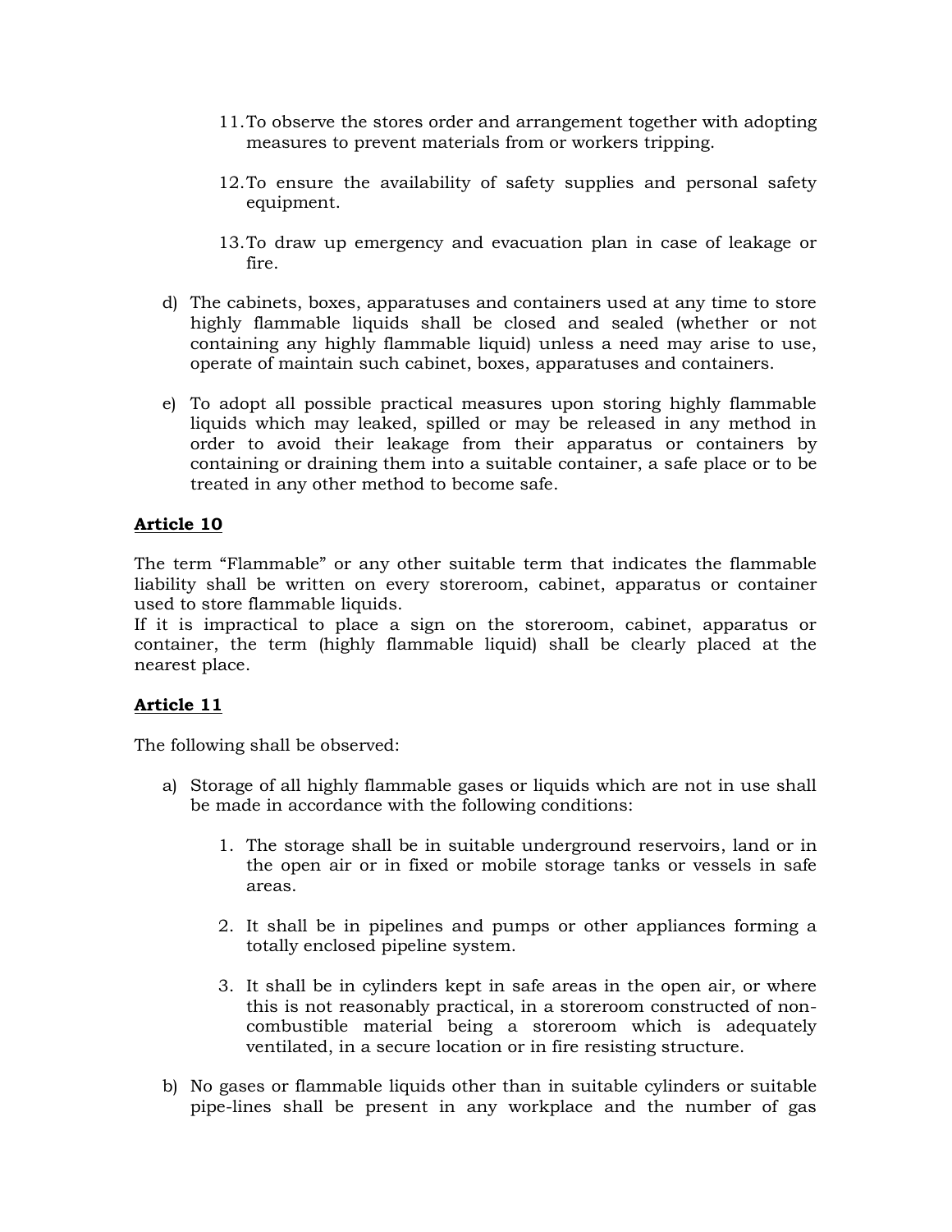11. To observe the stores order and arrangement together with adopting measures to prevent materials from or workers tripping.

12. To ensure the availability of safety supplies and personal safety equipment.

13. To draw up emergency and evacuation plan in case of leakage or fire.

d) The cabinets, boxes, apparatuses and containers used at any time to store highly flammable liquids shall be closed and sealed (whether or not containing any highly flammable liquid) unless a need may arise to use, operate of maintain such cabinet, boxes, apparatuses and containers.

e) To adopt all possible practical measures upon storing highly flammable liquids which may leaked, spilled or may be released in any method in order to avoid their leakage from their apparatus or containers by containing or draining them into a suitable container, a safe place or to be treated in any other method to become safe.

**Article 10**

The term “Flammable” or any other suitable term that indicates the flammable liability shall be written on every storeroom, cabinet, apparatus or container used to store flammable liquids.
If it is impractical to place a sign on the storeroom, cabinet, apparatus or container, the term (highly flammable liquid) shall be clearly placed at the nearest place.

**Article 11**

The following shall be observed:

a) Storage of all highly flammable gases or liquids which are not in use shall be made in accordance with the following conditions:

   1. The storage shall be in suitable underground reservoirs, land or in the open air or in fixed or mobile storage tanks or vessels in safe areas.

   2. It shall be in pipelines and pumps or other appliances forming a totally enclosed pipeline system.

   3. It shall be in cylinders kept in safe areas in the open air, or where this is not reasonably practical, in a storeroom constructed of non-combustible material being a storeroom which is adequately ventilated, in a secure location or in fire resisting structure.

b) No gases or flammable liquids other than in suitable cylinders or suitable pipe-lines shall be present in any workplace and the number of gas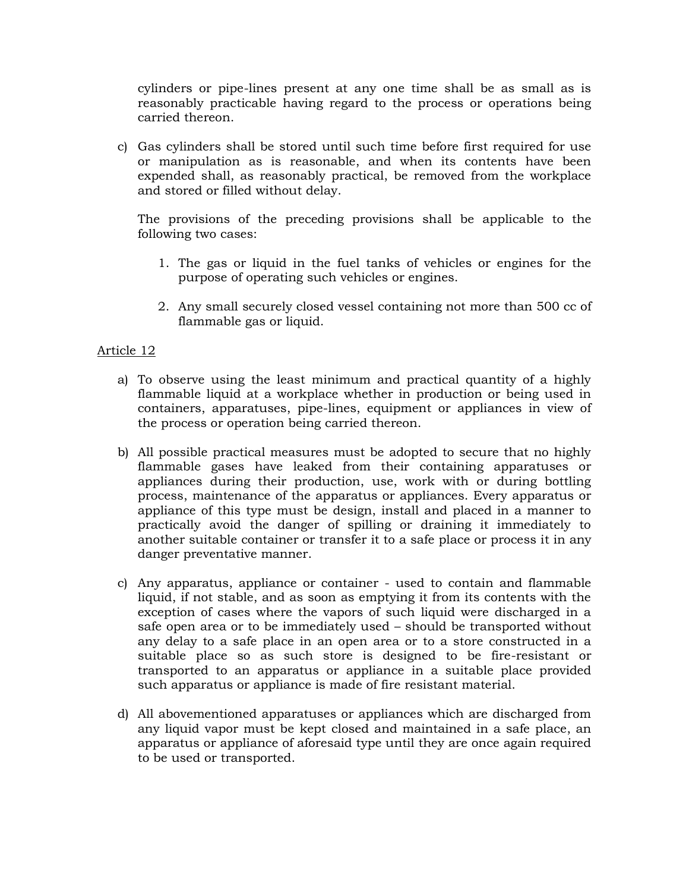cylinders or pipe-lines present at any one time shall be as small as is reasonably practicable having regard to the process or operations being carried thereon.

c) Gas cylinders shall be stored until such time before first required for use or manipulation as is reasonable, and when its contents have been expended shall, as reasonably practical, be removed from the workplace and stored or filled without delay.

   The provisions of the preceding provisions shall be applicable to the following two cases:

   1. The gas or liquid in the fuel tanks of vehicles or engines for the purpose of operating such vehicles or engines.
   2. Any small securely closed vessel containing not more than 500 cc of flammable gas or liquid.

Article 12

a) To observe using the least minimum and practical quantity of a highly flammable liquid at a workplace whether in production or being used in containers, apparatuses, pipe-lines, equipment or appliances in view of the process or operation being carried thereon.

b) All possible practical measures must be adopted to secure that no highly flammable gases have leaked from their containing apparatuses or appliances during their production, use, work with or during bottling process, maintenance of the apparatus or appliances. Every apparatus or appliance of this type must be design, install and placed in a manner to practically avoid the danger of spilling or draining it immediately to another suitable container or transfer it to a safe place or process it in any danger preventative manner.

c) Any apparatus, appliance or container - used to contain and flammable liquid, if not stable, and as soon as emptying it from its contents with the exception of cases where the vapors of such liquid were discharged in a safe open area or to be immediately used – should be transported without any delay to a safe place in an open area or to a store constructed in a suitable place so as such store is designed to be fire-resistant or transported to an apparatus or appliance in a suitable place provided such apparatus or appliance is made of fire resistant material.

d) All abovementioned apparatuses or appliances which are discharged from any liquid vapor must be kept closed and maintained in a safe place, an apparatus or appliance of aforesaid type until they are once again required to be used or transported.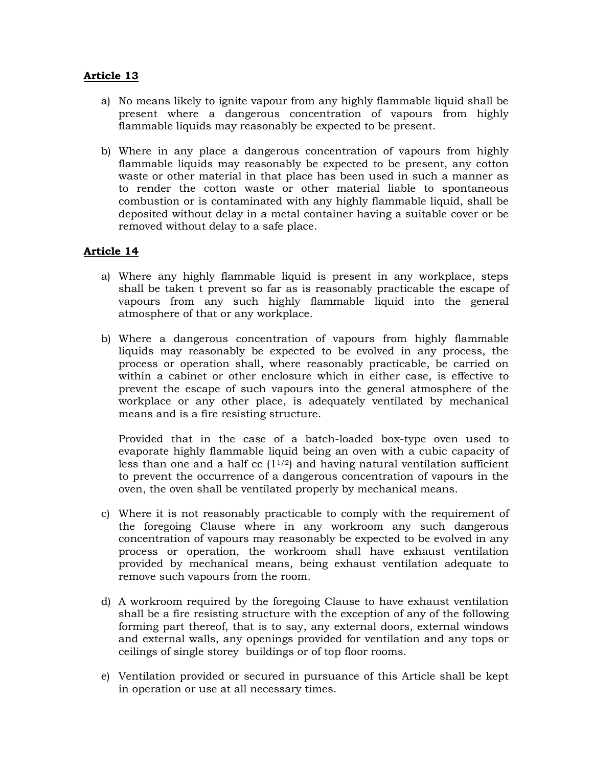**Article 13**

a) No means likely to ignite vapour from any highly flammable liquid shall be present where a dangerous concentration of vapours from highly flammable liquids may reasonably be expected to be present.

b) Where in any place a dangerous concentration of vapours from highly flammable liquids may reasonably be expected to be present, any cotton waste or other material in that place has been used in such a manner as to render the cotton waste or other material liable to spontaneous combustion or is contaminated with any highly flammable liquid, shall be deposited without delay in a metal container having a suitable cover or be removed without delay to a safe place.

**Article 14**

a) Where any highly flammable liquid is present in any workplace, steps shall be taken t prevent so far as is reasonably practicable the escape of vapours from any such highly flammable liquid into the general atmosphere of that or any workplace.

b) Where a dangerous concentration of vapours from highly flammable liquids may reasonably be expected to be evolved in any process, the process or operation shall, where reasonably practicable, be carried on within a cabinet or other enclosure which in either case, is effective to prevent the escape of such vapours into the general atmosphere of the workplace or any other place, is adequately ventilated by mechanical means and is a fire resisting structure.

   Provided that in the case of a batch-loaded box-type oven used to evaporate highly flammable liquid being an oven with a cubic capacity of less than one and a half cc ($1^{1/2}$) and having natural ventilation sufficient to prevent the occurrence of a dangerous concentration of vapours in the oven, the oven shall be ventilated properly by mechanical means.

c) Where it is not reasonably practicable to comply with the requirement of the foregoing Clause where in any workroom any such dangerous concentration of vapours may reasonably be expected to be evolved in any process or operation, the workroom shall have exhaust ventilation provided by mechanical means, being exhaust ventilation adequate to remove such vapours from the room.

d) A workroom required by the foregoing Clause to have exhaust ventilation shall be a fire resisting structure with the exception of any of the following forming part thereof, that is to say, any external doors, external windows and external walls, any openings provided for ventilation and any tops or ceilings of single storey buildings or of top floor rooms.

e) Ventilation provided or secured in pursuance of this Article shall be kept in operation or use at all necessary times.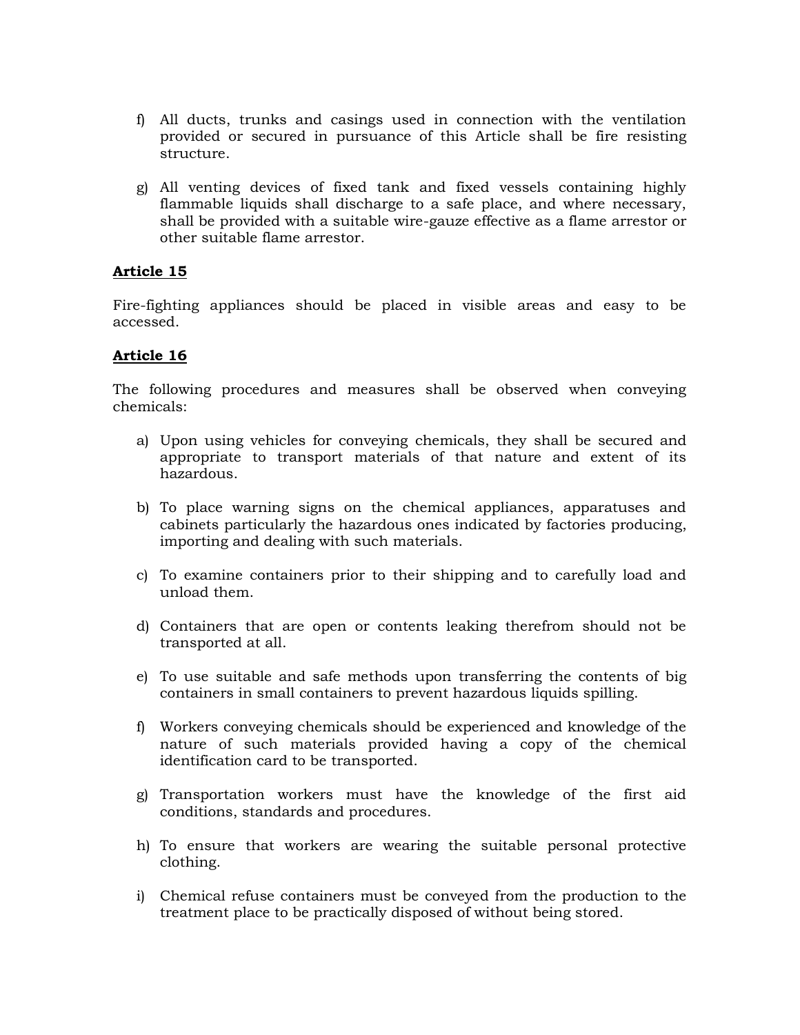f) All ducts, trunks and casings used in connection with the ventilation provided or secured in pursuance of this Article shall be fire resisting structure.

g) All venting devices of fixed tank and fixed vessels containing highly flammable liquids shall discharge to a safe place, and where necessary, shall be provided with a suitable wire-gauze effective as a flame arrestor or other suitable flame arrestor.

**Article 15**

Fire-fighting appliances should be placed in visible areas and easy to be accessed.

**Article 16**

The following procedures and measures shall be observed when conveying chemicals:

a) Upon using vehicles for conveying chemicals, they shall be secured and appropriate to transport materials of that nature and extent of its hazardous.

b) To place warning signs on the chemical appliances, apparatuses and cabinets particularly the hazardous ones indicated by factories producing, importing and dealing with such materials.

c) To examine containers prior to their shipping and to carefully load and unload them.

d) Containers that are open or contents leaking therefrom should not be transported at all.

e) To use suitable and safe methods upon transferring the contents of big containers in small containers to prevent hazardous liquids spilling.

f) Workers conveying chemicals should be experienced and knowledge of the nature of such materials provided having a copy of the chemical identification card to be transported.

g) Transportation workers must have the knowledge of the first aid conditions, standards and procedures.

h) To ensure that workers are wearing the suitable personal protective clothing.

i) Chemical refuse containers must be conveyed from the production to the treatment place to be practically disposed of without being stored.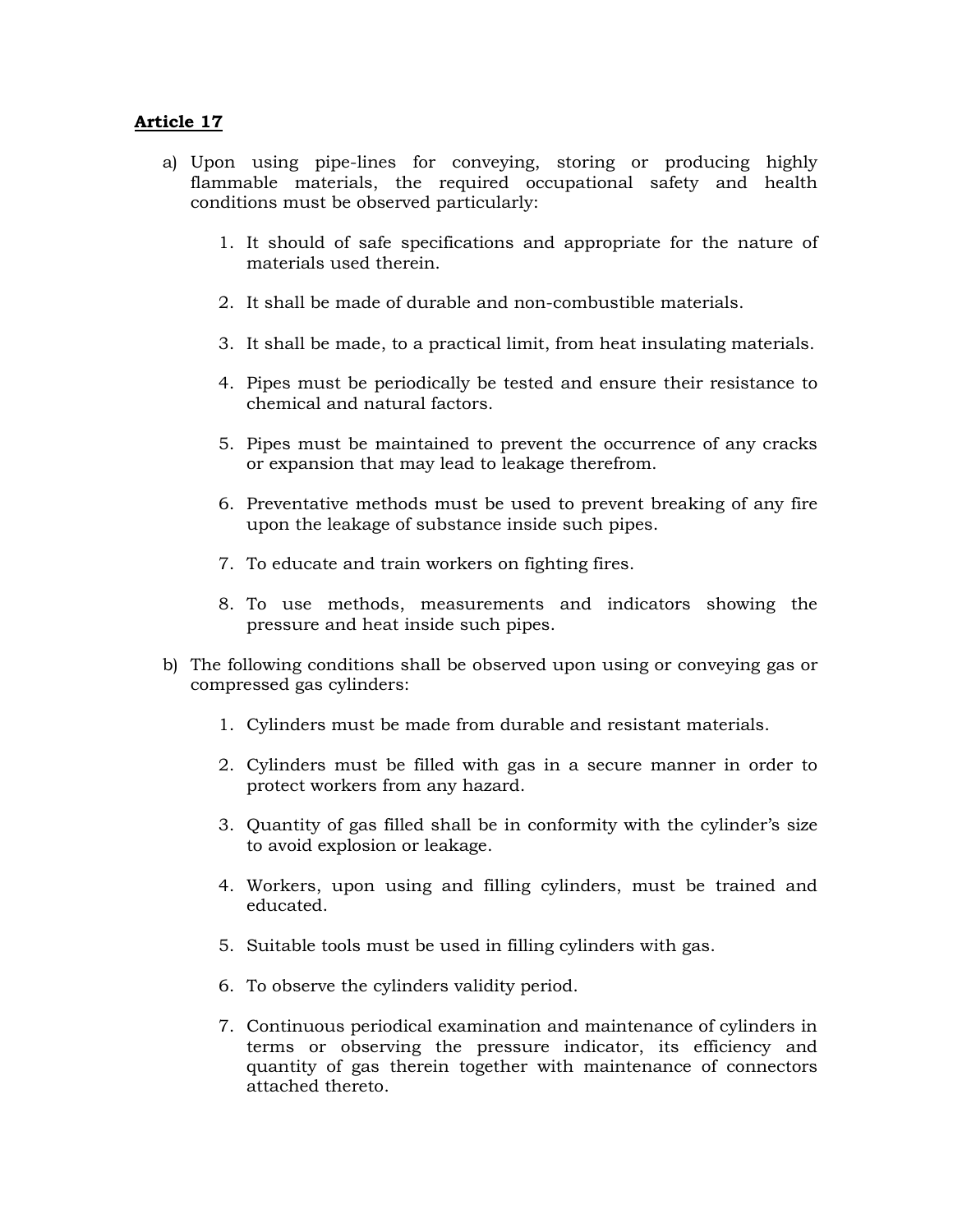**Article 17**

a) Upon using pipe-lines for conveying, storing or producing highly flammable materials, the required occupational safety and health conditions must be observed particularly:

   1. It should of safe specifications and appropriate for the nature of materials used therein.

   2. It shall be made of durable and non-combustible materials.

   3. It shall be made, to a practical limit, from heat insulating materials.

   4. Pipes must be periodically be tested and ensure their resistance to chemical and natural factors.

   5. Pipes must be maintained to prevent the occurrence of any cracks or expansion that may lead to leakage therefrom.

   6. Preventative methods must be used to prevent breaking of any fire upon the leakage of substance inside such pipes.

   7. To educate and train workers on fighting fires.

   8. To use methods, measurements and indicators showing the pressure and heat inside such pipes.

b) The following conditions shall be observed upon using or conveying gas or compressed gas cylinders:

   1. Cylinders must be made from durable and resistant materials.

   2. Cylinders must be filled with gas in a secure manner in order to protect workers from any hazard.

   3. Quantity of gas filled shall be in conformity with the cylinder's size to avoid explosion or leakage.

   4. Workers, upon using and filling cylinders, must be trained and educated.

   5. Suitable tools must be used in filling cylinders with gas.

   6. To observe the cylinders validity period.

   7. Continuous periodical examination and maintenance of cylinders in terms or observing the pressure indicator, its efficiency and quantity of gas therein together with maintenance of connectors attached thereto.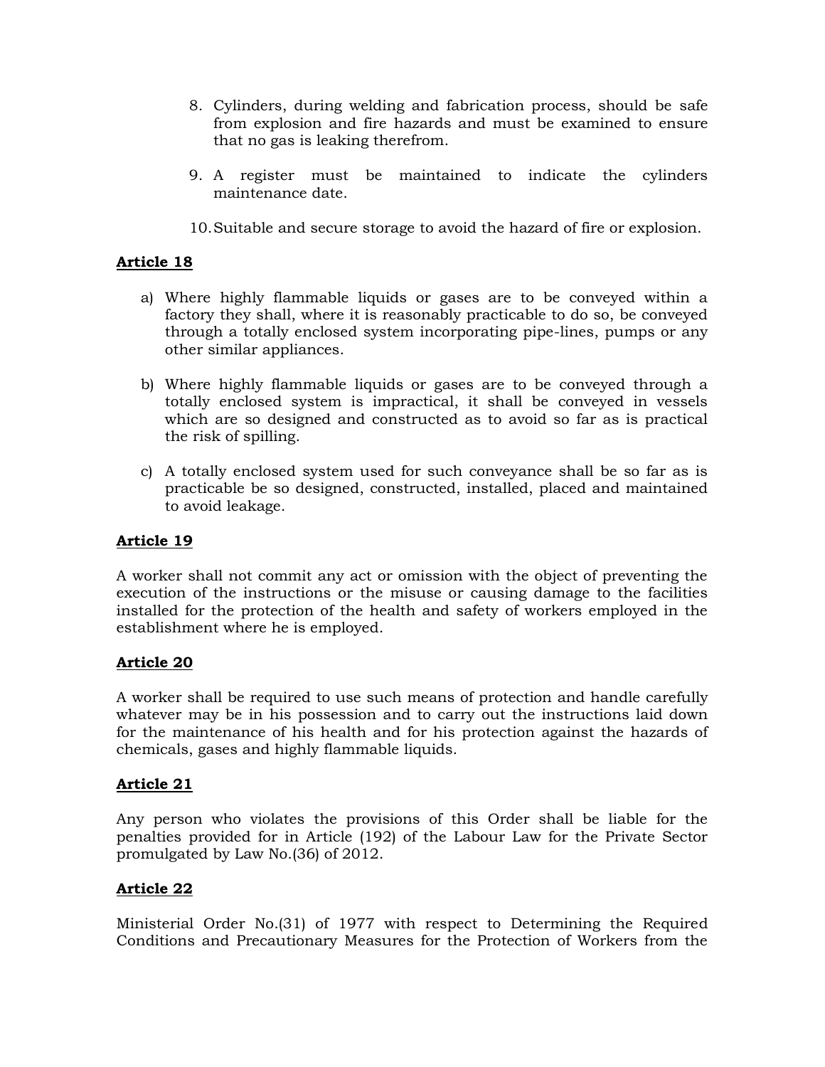8. Cylinders, during welding and fabrication process, should be safe from explosion and fire hazards and must be examined to ensure that no gas is leaking therefrom.

9. A register must be maintained to indicate the cylinders maintenance date.

10. Suitable and secure storage to avoid the hazard of fire or explosion.

**Article 18**

a) Where highly flammable liquids or gases are to be conveyed within a factory they shall, where it is reasonably practicable to do so, be conveyed through a totally enclosed system incorporating pipe-lines, pumps or any other similar appliances.

b) Where highly flammable liquids or gases are to be conveyed through a totally enclosed system is impractical, it shall be conveyed in vessels which are so designed and constructed as to avoid so far as is practical the risk of spilling.

c) A totally enclosed system used for such conveyance shall be so far as is practicable be so designed, constructed, installed, placed and maintained to avoid leakage.

**Article 19**

A worker shall not commit any act or omission with the object of preventing the execution of the instructions or the misuse or causing damage to the facilities installed for the protection of the health and safety of workers employed in the establishment where he is employed.

**Article 20**

A worker shall be required to use such means of protection and handle carefully whatever may be in his possession and to carry out the instructions laid down for the maintenance of his health and for his protection against the hazards of chemicals, gases and highly flammable liquids.

**Article 21**

Any person who violates the provisions of this Order shall be liable for the penalties provided for in Article (192) of the Labour Law for the Private Sector promulgated by Law No.(36) of 2012.

**Article 22**

Ministerial Order No.(31) of 1977 with respect to Determining the Required Conditions and Precautionary Measures for the Protection of Workers from the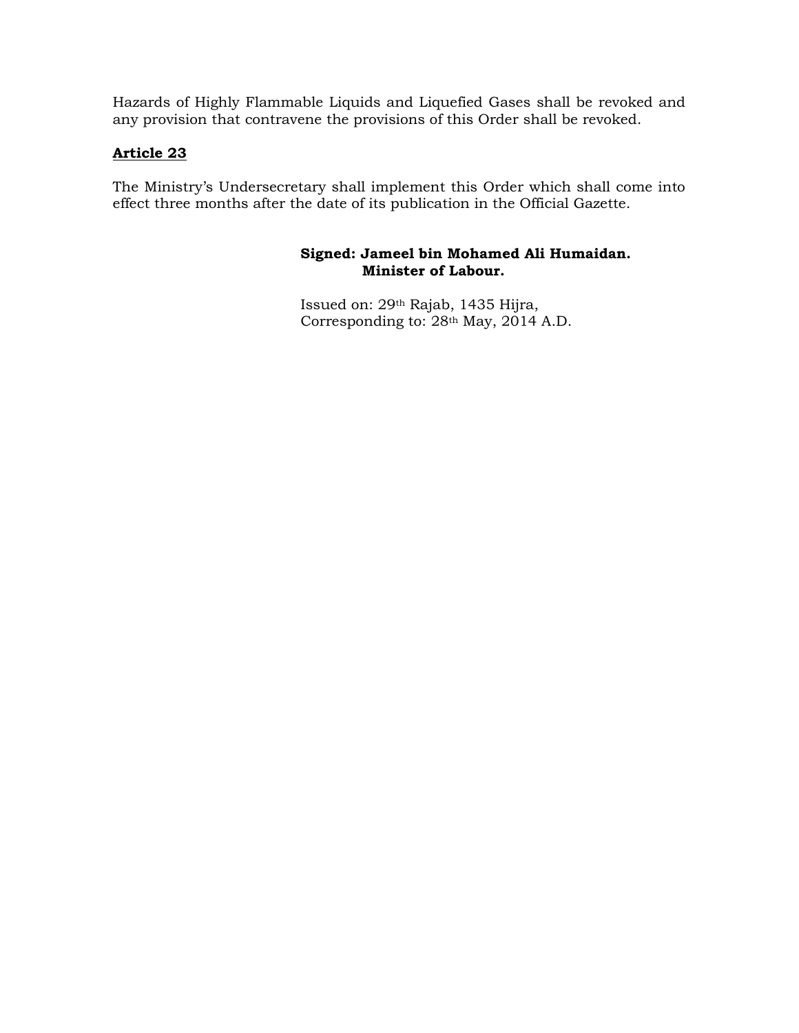Hazards of Highly Flammable Liquids and Liquefied Gases shall be revoked and any provision that contravene the provisions of this Order shall be revoked.

**Article 23**

The Ministry's Undersecretary shall implement this Order which shall come into effect three months after the date of its publication in the Official Gazette.

**Signed: Jameel bin Mohamed Ali Humaidan.**
**Minister of Labour.**

Issued on: 29th Rajab, 1435 Hijra,
Corresponding to: 28th May, 2014 A.D.